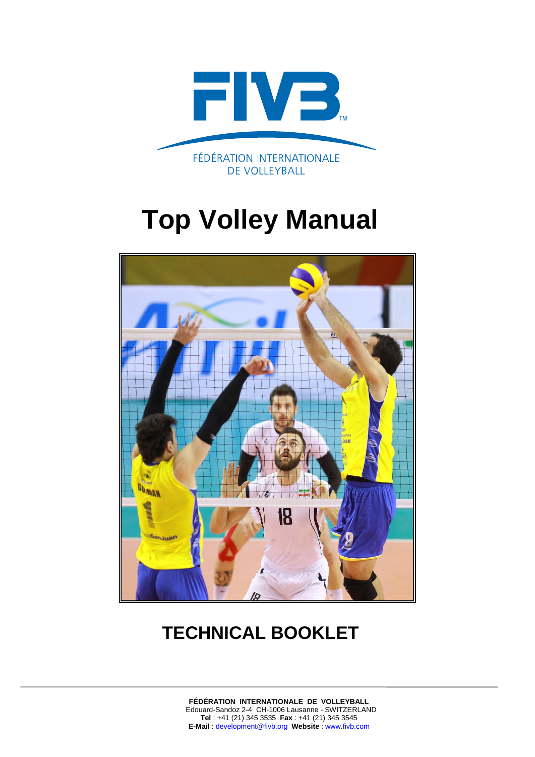FÉDÉRATION INTERNATIONALE DE VOLLEYBALL

# Top Volley Manual

## TECHNICAL BOOKLET

**FÉDÉRATION INTERNATIONALE DE VOLLEYBALL**
Edouard-Sandoz 2-4 CH-1006 Lausanne - SWITZERLAND
**Tel** : +41 (21) 345 3535 **Fax** : +41 (21) 345 3545
**E-Mail** : development@fivb.org **Website** : www.fivb.com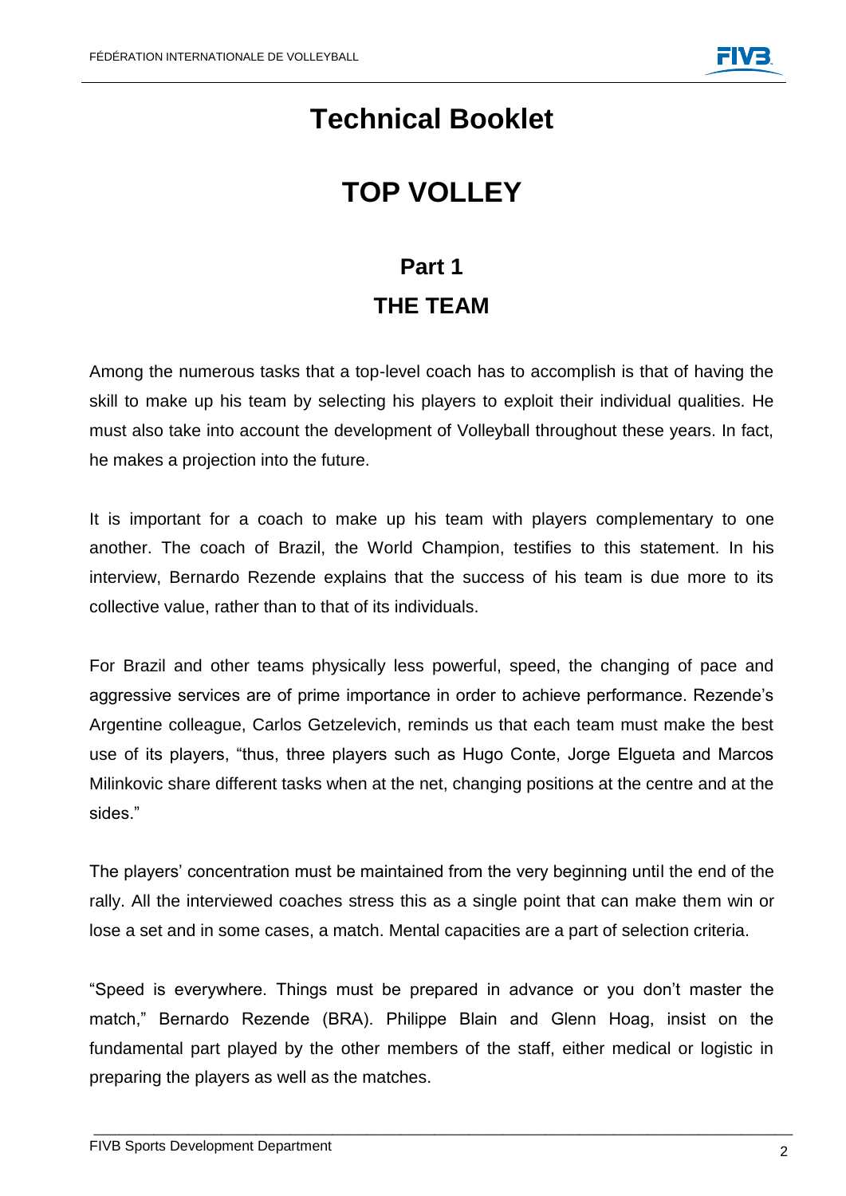# Technical Booklet

# TOP VOLLEY

## Part 1

## THE TEAM

Among the numerous tasks that a top-level coach has to accomplish is that of having the skill to make up his team by selecting his players to exploit their individual qualities. He must also take into account the development of Volleyball throughout these years. In fact, he makes a projection into the future.

It is important for a coach to make up his team with players complementary to one another. The coach of Brazil, the World Champion, testifies to this statement. In his interview, Bernardo Rezende explains that the success of his team is due more to its collective value, rather than to that of its individuals.

For Brazil and other teams physically less powerful, speed, the changing of pace and aggressive services are of prime importance in order to achieve performance. Rezende's Argentine colleague, Carlos Getzelevich, reminds us that each team must make the best use of its players, "thus, three players such as Hugo Conte, Jorge Elgueta and Marcos Milinkovic share different tasks when at the net, changing positions at the centre and at the sides."

The players' concentration must be maintained from the very beginning until the end of the rally. All the interviewed coaches stress this as a single point that can make them win or lose a set and in some cases, a match. Mental capacities are a part of selection criteria.

"Speed is everywhere. Things must be prepared in advance or you don't master the match," Bernardo Rezende (BRA). Philippe Blain and Glenn Hoag, insist on the fundamental part played by the other members of the staff, either medical or logistic in preparing the players as well as the matches.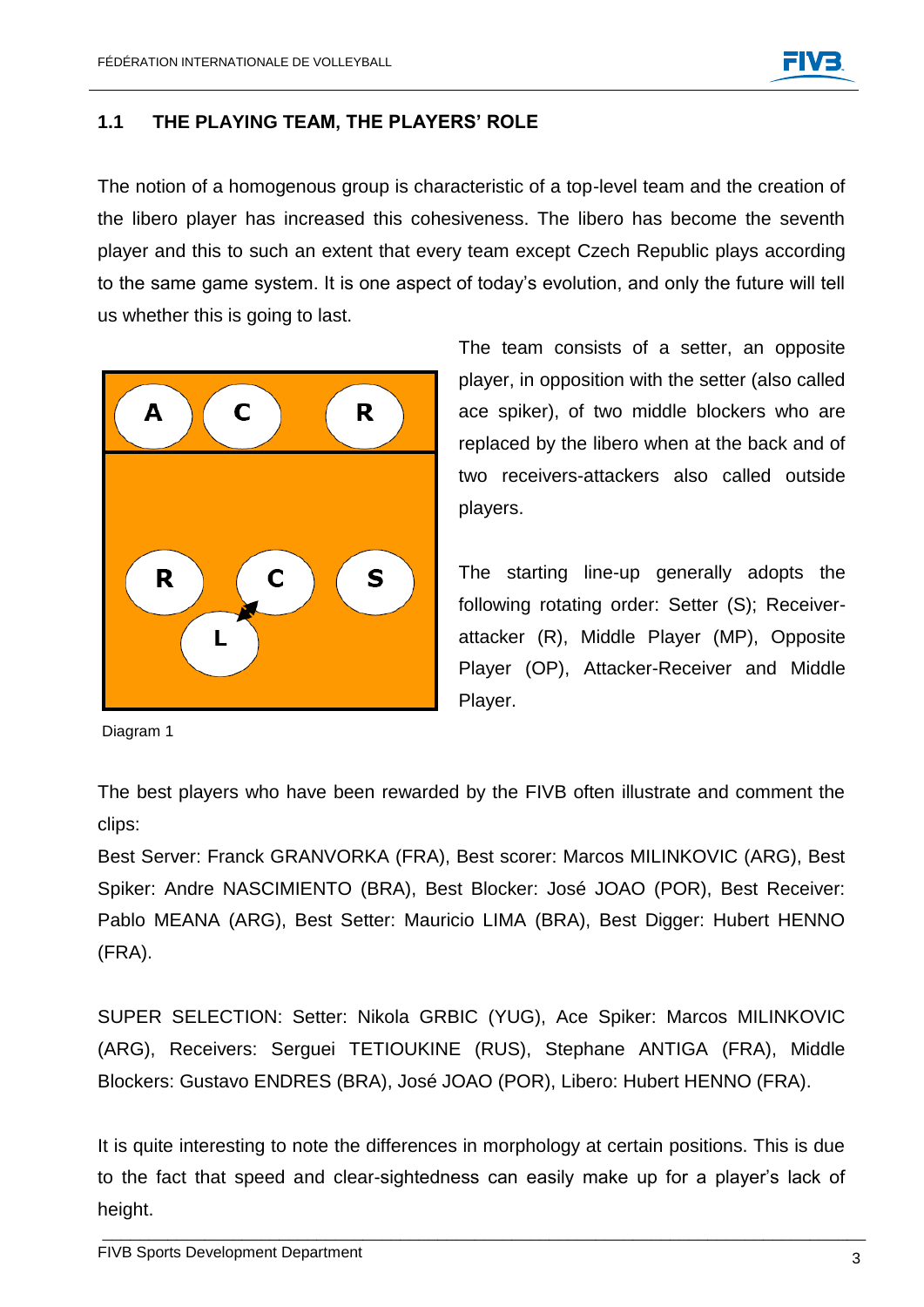## 1.1 THE PLAYING TEAM, THE PLAYERS' ROLE

The notion of a homogenous group is characteristic of a top-level team and the creation of the libero player has increased this cohesiveness. The libero has become the seventh player and this to such an extent that every team except Czech Republic plays according to the same game system. It is one aspect of today's evolution, and only the future will tell us whether this is going to last.

The team consists of a setter, an opposite player, in opposition with the setter (also called ace spiker), of two middle blockers who are replaced by the libero when at the back and of two receivers-attackers also called outside players.

The starting line-up generally adopts the following rotating order: Setter (S); Receiver-attacker (R), Middle Player (MP), Opposite Player (OP), Attacker-Receiver and Middle Player.

Diagram 1

The best players who have been rewarded by the FIVB often illustrate and comment the clips:

Best Server: Franck GRANVORKA (FRA), Best scorer: Marcos MILINKOVIC (ARG), Best Spiker: Andre NASCIMIENTO (BRA), Best Blocker: José JOAO (POR), Best Receiver: Pablo MEANA (ARG), Best Setter: Mauricio LIMA (BRA), Best Digger: Hubert HENNO (FRA).

SUPER SELECTION: Setter: Nikola GRBIC (YUG), Ace Spiker: Marcos MILINKOVIC (ARG), Receivers: Serguei TETIOUKINE (RUS), Stephane ANTIGA (FRA), Middle Blockers: Gustavo ENDRES (BRA), José JOAO (POR), Libero: Hubert HENNO (FRA).

It is quite interesting to note the differences in morphology at certain positions. This is due to the fact that speed and clear-sightedness can easily make up for a player's lack of height.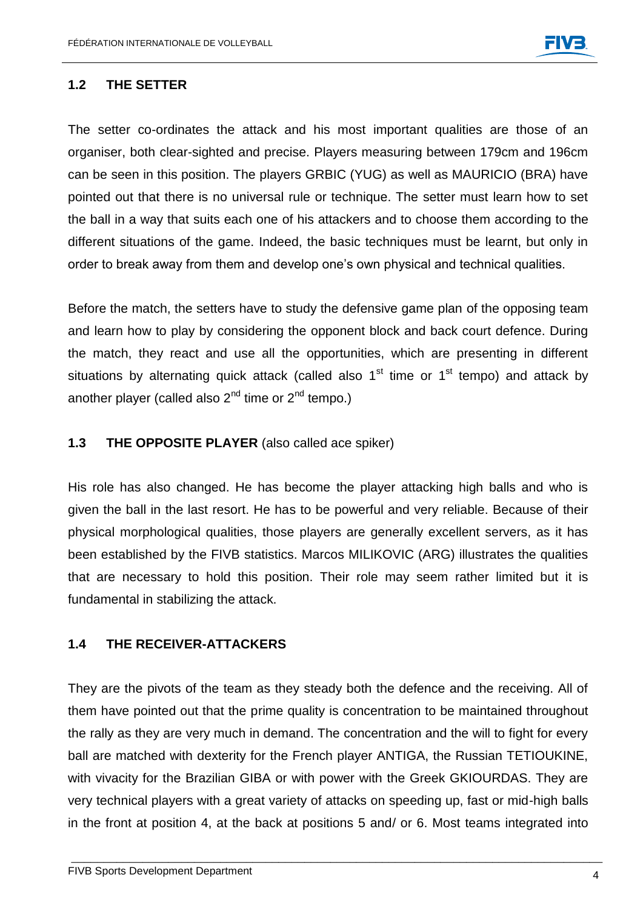## 1.2 THE SETTER

The setter co-ordinates the attack and his most important qualities are those of an organiser, both clear-sighted and precise. Players measuring between 179cm and 196cm can be seen in this position. The players GRBIC (YUG) as well as MAURICIO (BRA) have pointed out that there is no universal rule or technique. The setter must learn how to set the ball in a way that suits each one of his attackers and to choose them according to the different situations of the game. Indeed, the basic techniques must be learnt, but only in order to break away from them and develop one's own physical and technical qualities.

Before the match, the setters have to study the defensive game plan of the opposing team and learn how to play by considering the opponent block and back court defence. During the match, they react and use all the opportunities, which are presenting in different situations by alternating quick attack (called also 1st time or 1st tempo) and attack by another player (called also 2nd time or 2nd tempo.)

## 1.3 THE OPPOSITE PLAYER (also called ace spiker)

His role has also changed. He has become the player attacking high balls and who is given the ball in the last resort. He has to be powerful and very reliable. Because of their physical morphological qualities, those players are generally excellent servers, as it has been established by the FIVB statistics. Marcos MILIKOVIC (ARG) illustrates the qualities that are necessary to hold this position. Their role may seem rather limited but it is fundamental in stabilizing the attack.

## 1.4 THE RECEIVER-ATTACKERS

They are the pivots of the team as they steady both the defence and the receiving. All of them have pointed out that the prime quality is concentration to be maintained throughout the rally as they are very much in demand. The concentration and the will to fight for every ball are matched with dexterity for the French player ANTIGA, the Russian TETIOUKINE, with vivacity for the Brazilian GIBA or with power with the Greek GKIOURDAS. They are very technical players with a great variety of attacks on speeding up, fast or mid-high balls in the front at position 4, at the back at positions 5 and/ or 6. Most teams integrated into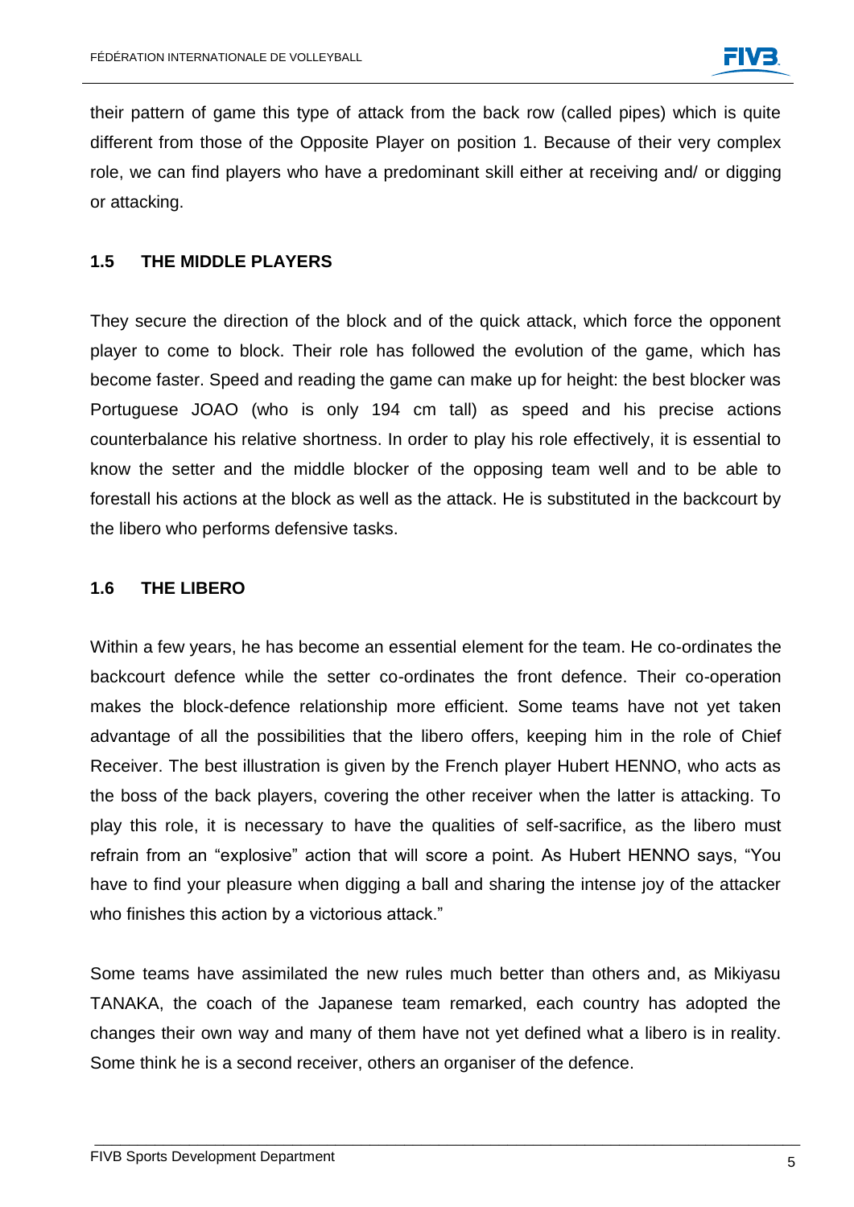their pattern of game this type of attack from the back row (called pipes) which is quite different from those of the Opposite Player on position 1. Because of their very complex role, we can find players who have a predominant skill either at receiving and/ or digging or attacking.

### 1.5 THE MIDDLE PLAYERS

They secure the direction of the block and of the quick attack, which force the opponent player to come to block. Their role has followed the evolution of the game, which has become faster. Speed and reading the game can make up for height: the best blocker was Portuguese JOAO (who is only 194 cm tall) as speed and his precise actions counterbalance his relative shortness. In order to play his role effectively, it is essential to know the setter and the middle blocker of the opposing team well and to be able to forestall his actions at the block as well as the attack. He is substituted in the backcourt by the libero who performs defensive tasks.

### 1.6 THE LIBERO

Within a few years, he has become an essential element for the team. He co-ordinates the backcourt defence while the setter co-ordinates the front defence. Their co-operation makes the block-defence relationship more efficient. Some teams have not yet taken advantage of all the possibilities that the libero offers, keeping him in the role of Chief Receiver. The best illustration is given by the French player Hubert HENNO, who acts as the boss of the back players, covering the other receiver when the latter is attacking. To play this role, it is necessary to have the qualities of self-sacrifice, as the libero must refrain from an "explosive" action that will score a point. As Hubert HENNO says, "You have to find your pleasure when digging a ball and sharing the intense joy of the attacker who finishes this action by a victorious attack."

Some teams have assimilated the new rules much better than others and, as Mikiyasu TANAKA, the coach of the Japanese team remarked, each country has adopted the changes their own way and many of them have not yet defined what a libero is in reality. Some think he is a second receiver, others an organiser of the defence.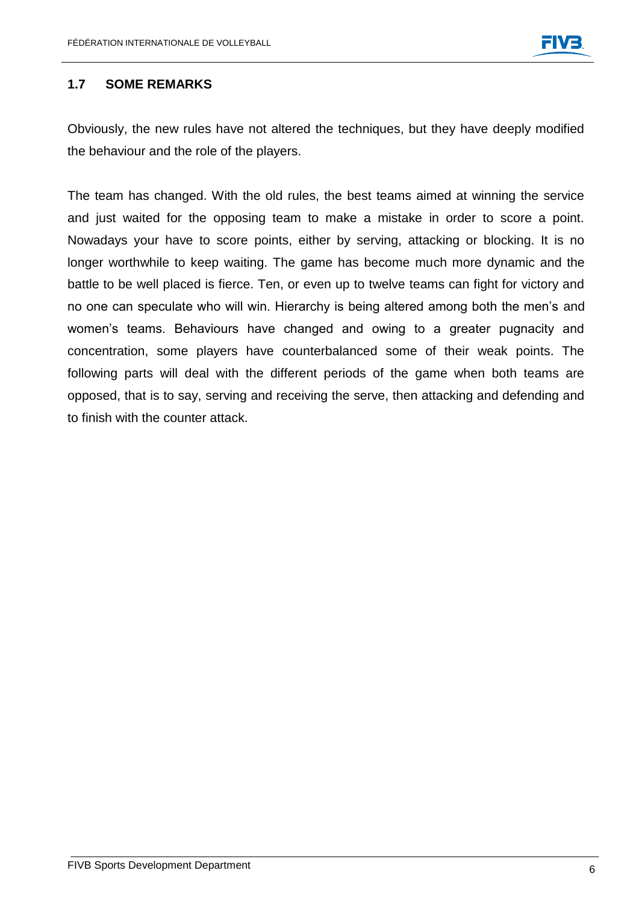## 1.7 SOME REMARKS

Obviously, the new rules have not altered the techniques, but they have deeply modified the behaviour and the role of the players.

The team has changed. With the old rules, the best teams aimed at winning the service and just waited for the opposing team to make a mistake in order to score a point. Nowadays your have to score points, either by serving, attacking or blocking. It is no longer worthwhile to keep waiting. The game has become much more dynamic and the battle to be well placed is fierce. Ten, or even up to twelve teams can fight for victory and no one can speculate who will win. Hierarchy is being altered among both the men's and women's teams. Behaviours have changed and owing to a greater pugnacity and concentration, some players have counterbalanced some of their weak points. The following parts will deal with the different periods of the game when both teams are opposed, that is to say, serving and receiving the serve, then attacking and defending and to finish with the counter attack.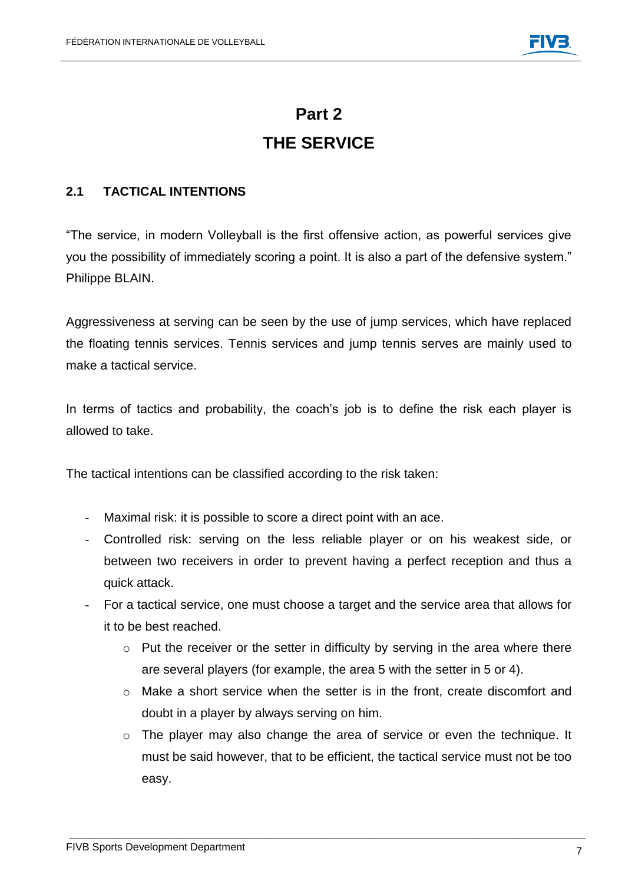# Part 2

# THE SERVICE

## 2.1 TACTICAL INTENTIONS

"The service, in modern Volleyball is the first offensive action, as powerful services give you the possibility of immediately scoring a point. It is also a part of the defensive system." Philippe BLAIN.

Aggressiveness at serving can be seen by the use of jump services, which have replaced the floating tennis services. Tennis services and jump tennis serves are mainly used to make a tactical service.

In terms of tactics and probability, the coach's job is to define the risk each player is allowed to take.

The tactical intentions can be classified according to the risk taken:

- Maximal risk: it is possible to score a direct point with an ace.
- Controlled risk: serving on the less reliable player or on his weakest side, or between two receivers in order to prevent having a perfect reception and thus a quick attack.
- For a tactical service, one must choose a target and the service area that allows for it to be best reached.
  - Put the receiver or the setter in difficulty by serving in the area where there are several players (for example, the area 5 with the setter in 5 or 4).
  - Make a short service when the setter is in the front, create discomfort and doubt in a player by always serving on him.
  - The player may also change the area of service or even the technique. It must be said however, that to be efficient, the tactical service must not be too easy.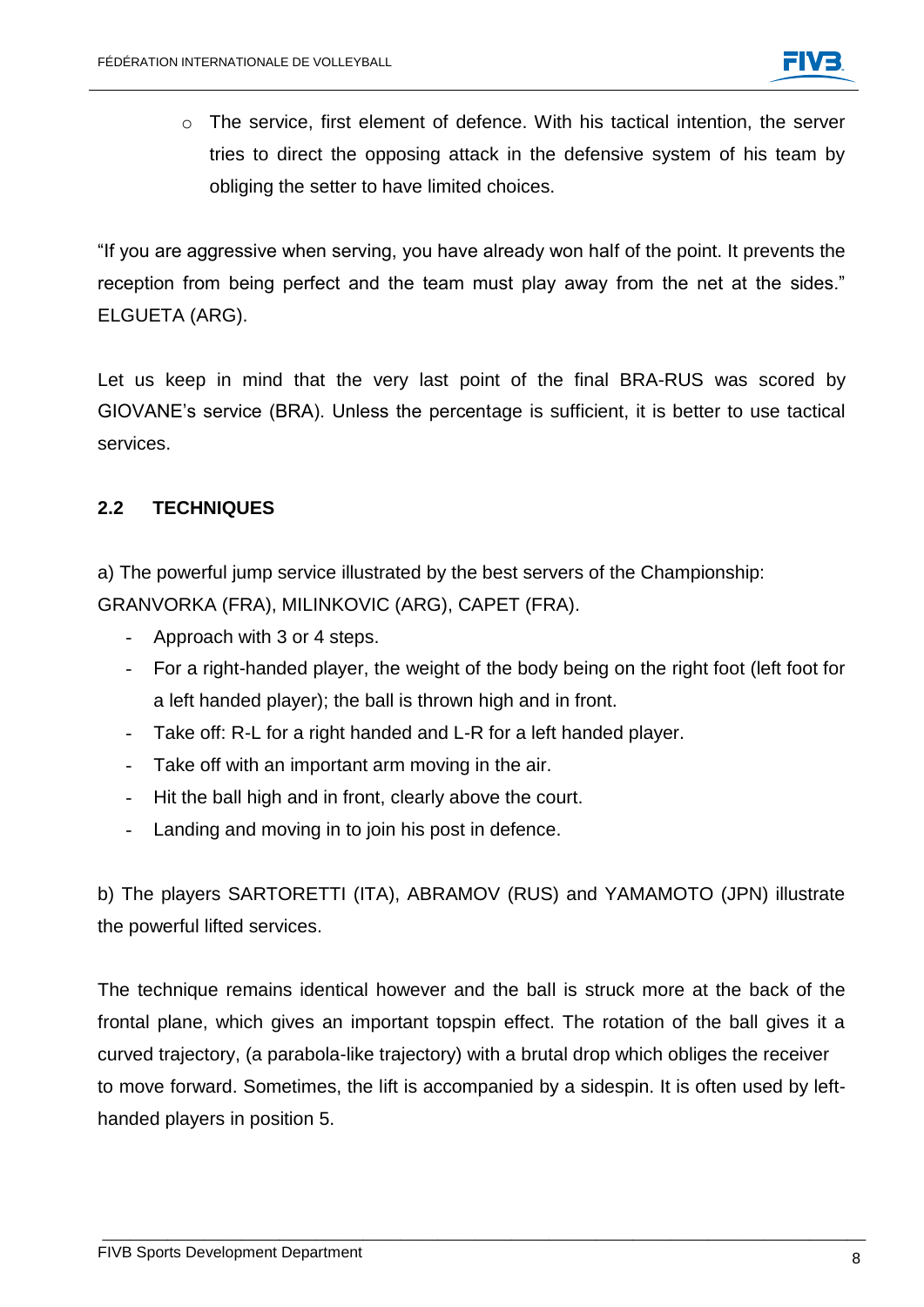- The service, first element of defence. With his tactical intention, the server tries to direct the opposing attack in the defensive system of his team by obliging the setter to have limited choices.

"If you are aggressive when serving, you have already won half of the point. It prevents the reception from being perfect and the team must play away from the net at the sides." ELGUETA (ARG).

Let us keep in mind that the very last point of the final BRA-RUS was scored by GIOVANE's service (BRA). Unless the percentage is sufficient, it is better to use tactical services.

### 2.2 TECHNIQUES

a) The powerful jump service illustrated by the best servers of the Championship: GRANVORKA (FRA), MILINKOVIC (ARG), CAPET (FRA).

- Approach with 3 or 4 steps.
- For a right-handed player, the weight of the body being on the right foot (left foot for a left handed player); the ball is thrown high and in front.
- Take off: R-L for a right handed and L-R for a left handed player.
- Take off with an important arm moving in the air.
- Hit the ball high and in front, clearly above the court.
- Landing and moving in to join his post in defence.

b) The players SARTORETTI (ITA), ABRAMOV (RUS) and YAMAMOTO (JPN) illustrate the powerful lifted services.

The technique remains identical however and the ball is struck more at the back of the frontal plane, which gives an important topspin effect. The rotation of the ball gives it a curved trajectory, (a parabola-like trajectory) with a brutal drop which obliges the receiver to move forward. Sometimes, the lift is accompanied by a sidespin. It is often used by left-handed players in position 5.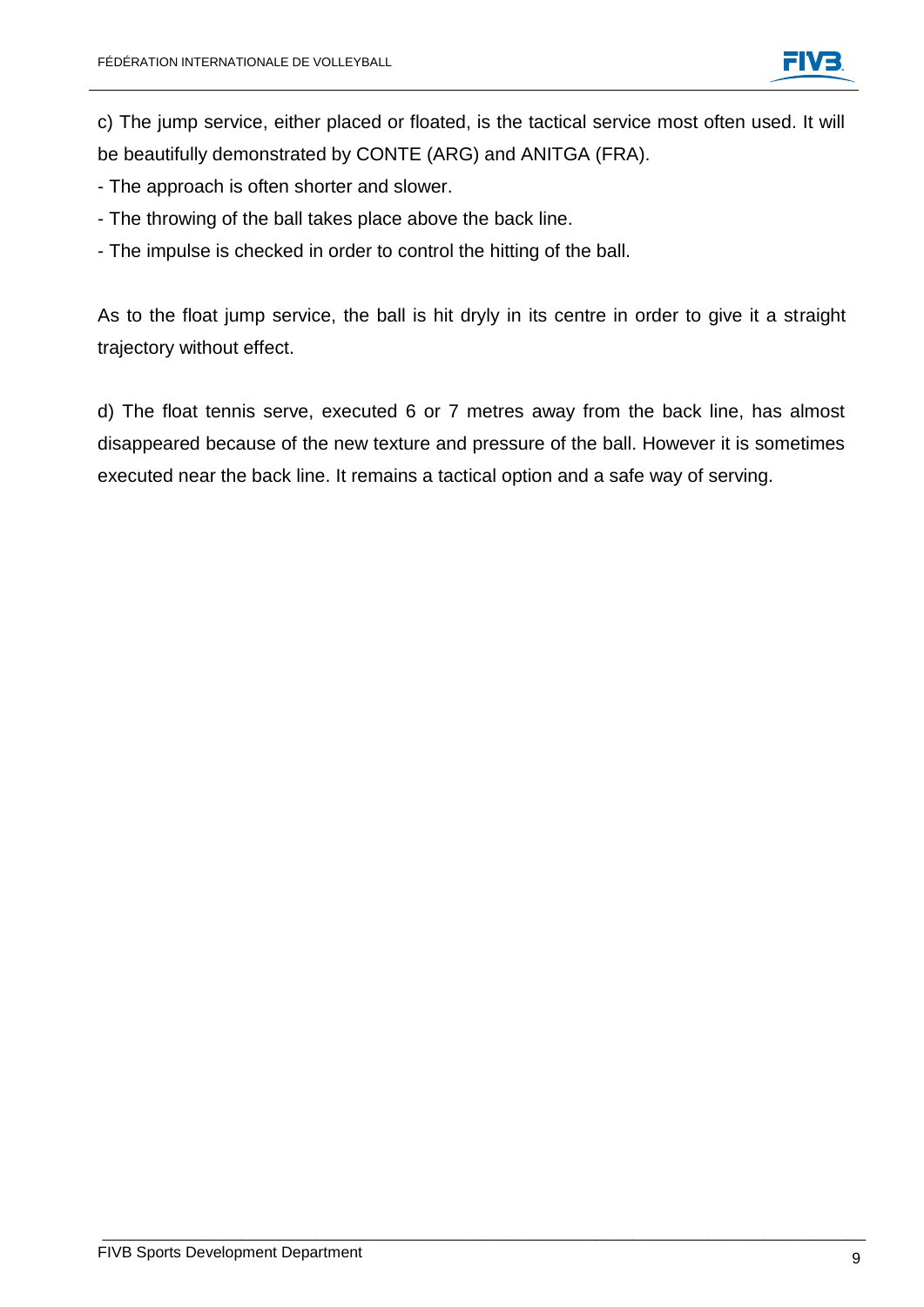c) The jump service, either placed or floated, is the tactical service most often used. It will be beautifully demonstrated by CONTE (ARG) and ANITGA (FRA).

- The approach is often shorter and slower.
- The throwing of the ball takes place above the back line.
- The impulse is checked in order to control the hitting of the ball.

As to the float jump service, the ball is hit dryly in its centre in order to give it a straight trajectory without effect.

d) The float tennis serve, executed 6 or 7 metres away from the back line, has almost disappeared because of the new texture and pressure of the ball. However it is sometimes executed near the back line. It remains a tactical option and a safe way of serving.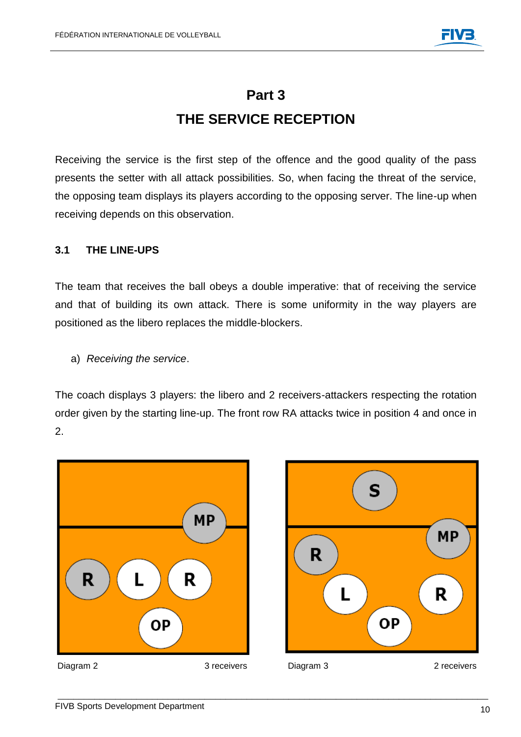# Part 3

# THE SERVICE RECEPTION

Receiving the service is the first step of the offence and the good quality of the pass presents the setter with all attack possibilities. So, when facing the threat of the service, the opposing team displays its players according to the opposing server. The line-up when receiving depends on this observation.

## 3.1 THE LINE-UPS

The team that receives the ball obeys a double imperative: that of receiving the service and that of building its own attack. There is some uniformity in the way players are positioned as the libero replaces the middle-blockers.

a) *Receiving the service*.

The coach displays 3 players: the libero and 2 receivers-attackers respecting the rotation order given by the starting line-up. The front row RA attacks twice in position 4 and once in 2.

Diagram 2 3 receivers

Diagram 3 2 receivers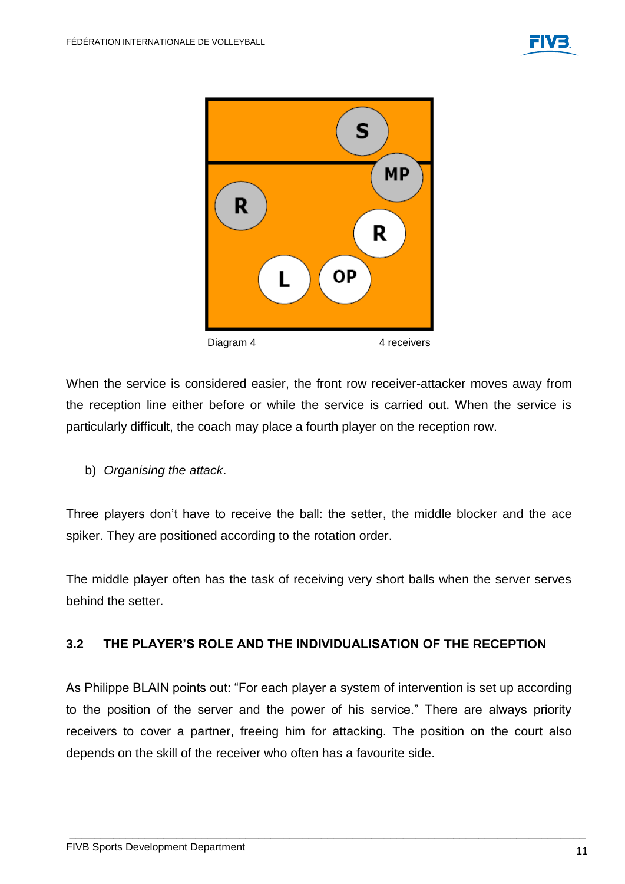Diagram 4 4 receivers

When the service is considered easier, the front row receiver-attacker moves away from the reception line either before or while the service is carried out. When the service is particularly difficult, the coach may place a fourth player on the reception row.

b) *Organising the attack*.

Three players don't have to receive the ball: the setter, the middle blocker and the ace spiker. They are positioned according to the rotation order.

The middle player often has the task of receiving very short balls when the server serves behind the setter.

## 3.2 THE PLAYER'S ROLE AND THE INDIVIDUALISATION OF THE RECEPTION

As Philippe BLAIN points out: "For each player a system of intervention is set up according to the position of the server and the power of his service." There are always priority receivers to cover a partner, freeing him for attacking. The position on the court also depends on the skill of the receiver who often has a favourite side.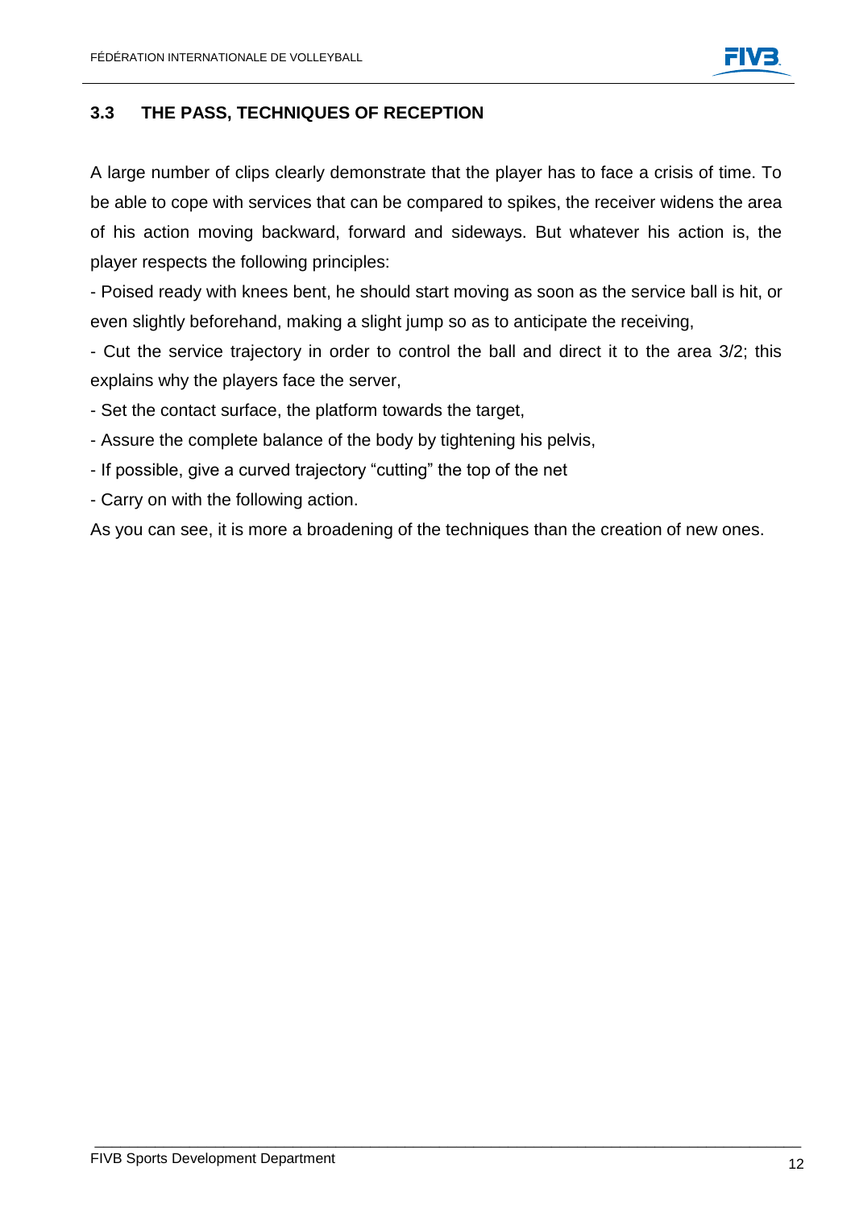### 3.3 THE PASS, TECHNIQUES OF RECEPTION

A large number of clips clearly demonstrate that the player has to face a crisis of time. To be able to cope with services that can be compared to spikes, the receiver widens the area of his action moving backward, forward and sideways. But whatever his action is, the player respects the following principles:

- Poised ready with knees bent, he should start moving as soon as the service ball is hit, or even slightly beforehand, making a slight jump so as to anticipate the receiving,
- Cut the service trajectory in order to control the ball and direct it to the area 3/2; this explains why the players face the server,
- Set the contact surface, the platform towards the target,
- Assure the complete balance of the body by tightening his pelvis,
- If possible, give a curved trajectory “cutting” the top of the net
- Carry on with the following action.

As you can see, it is more a broadening of the techniques than the creation of new ones.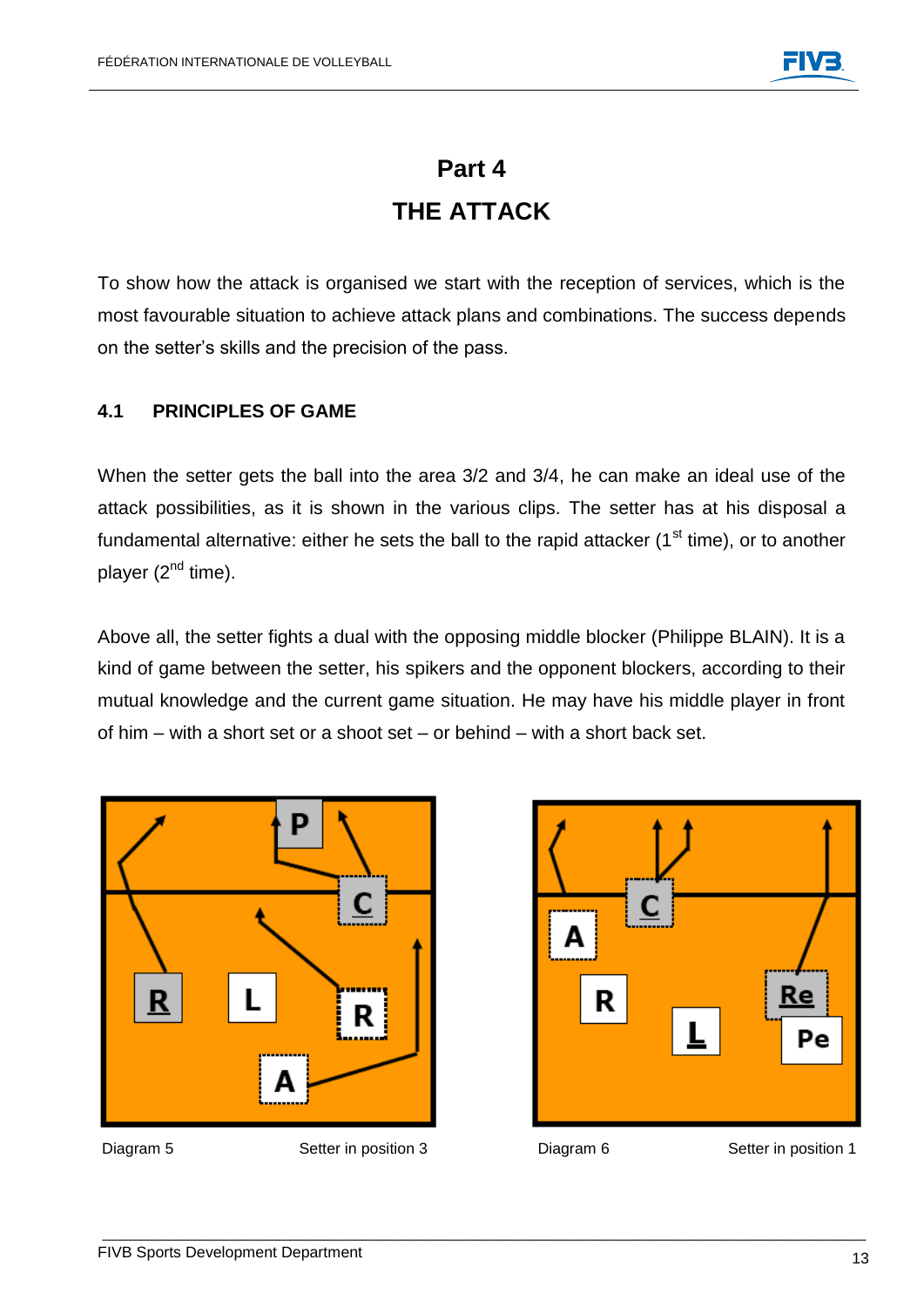# Part 4
# THE ATTACK

To show how the attack is organised we start with the reception of services, which is the most favourable situation to achieve attack plans and combinations. The success depends on the setter's skills and the precision of the pass.

## 4.1 PRINCIPLES OF GAME

When the setter gets the ball into the area 3/2 and 3/4, he can make an ideal use of the attack possibilities, as it is shown in the various clips. The setter has at his disposal a fundamental alternative: either he sets the ball to the rapid attacker (1st time), or to another player (2nd time).

Above all, the setter fights a dual with the opposing middle blocker (Philippe BLAIN). It is a kind of game between the setter, his spikers and the opponent blockers, according to their mutual knowledge and the current game situation. He may have his middle player in front of him – with a short set or a shoot set – or behind – with a short back set.

Diagram 5 Setter in position 3

Diagram 6 Setter in position 1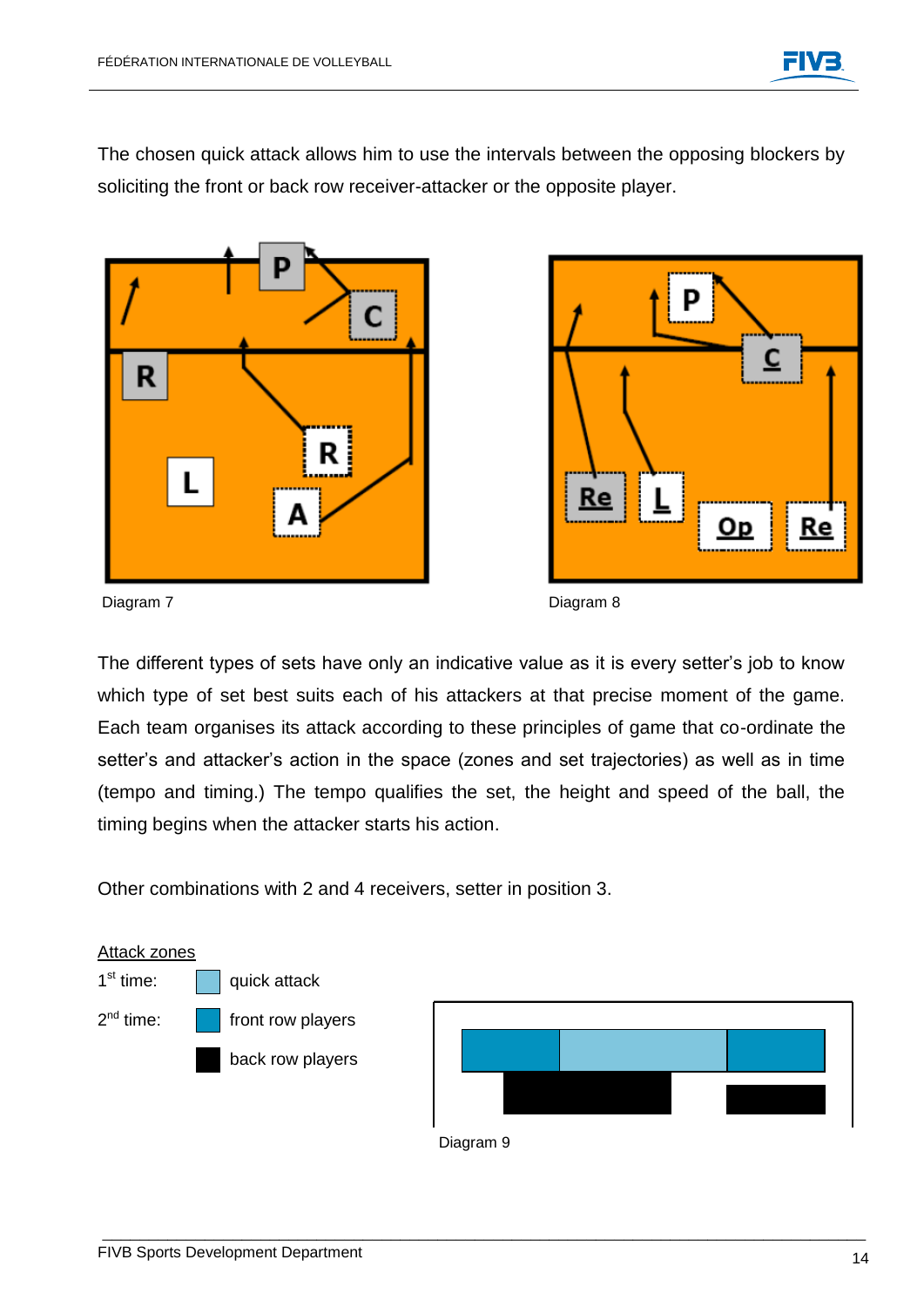The chosen quick attack allows him to use the intervals between the opposing blockers by soliciting the front or back row receiver-attacker or the opposite player.

Diagram 7

Diagram 8

The different types of sets have only an indicative value as it is every setter's job to know which type of set best suits each of his attackers at that precise moment of the game. Each team organises its attack according to these principles of game that co-ordinate the setter's and attacker's action in the space (zones and set trajectories) as well as in time (tempo and timing.) The tempo qualifies the set, the height and speed of the ball, the timing begins when the attacker starts his action.

Other combinations with 2 and 4 receivers, setter in position 3.

Attack zones

1st time: quick attack

2nd time: front row players

back row players

Diagram 9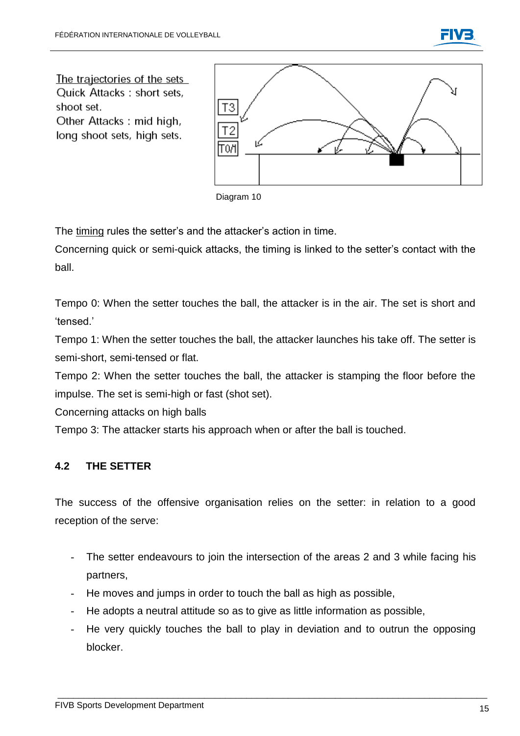The trajectories of the sets
Quick Attacks : short sets, shoot set.
Other Attacks : mid high, long shoot sets, high sets.

Diagram 10

The timing rules the setter's and the attacker's action in time.
Concerning quick or semi-quick attacks, the timing is linked to the setter's contact with the ball.

Tempo 0: When the setter touches the ball, the attacker is in the air. The set is short and 'tensed.'
Tempo 1: When the setter touches the ball, the attacker launches his take off. The setter is semi-short, semi-tensed or flat.
Tempo 2: When the setter touches the ball, the attacker is stamping the floor before the impulse. The set is semi-high or fast (shot set).
Concerning attacks on high balls
Tempo 3: The attacker starts his approach when or after the ball is touched.

## 4.2 THE SETTER

The success of the offensive organisation relies on the setter: in relation to a good reception of the serve:

- The setter endeavours to join the intersection of the areas 2 and 3 while facing his partners,
- He moves and jumps in order to touch the ball as high as possible,
- He adopts a neutral attitude so as to give as little information as possible,
- He very quickly touches the ball to play in deviation and to outrun the opposing blocker.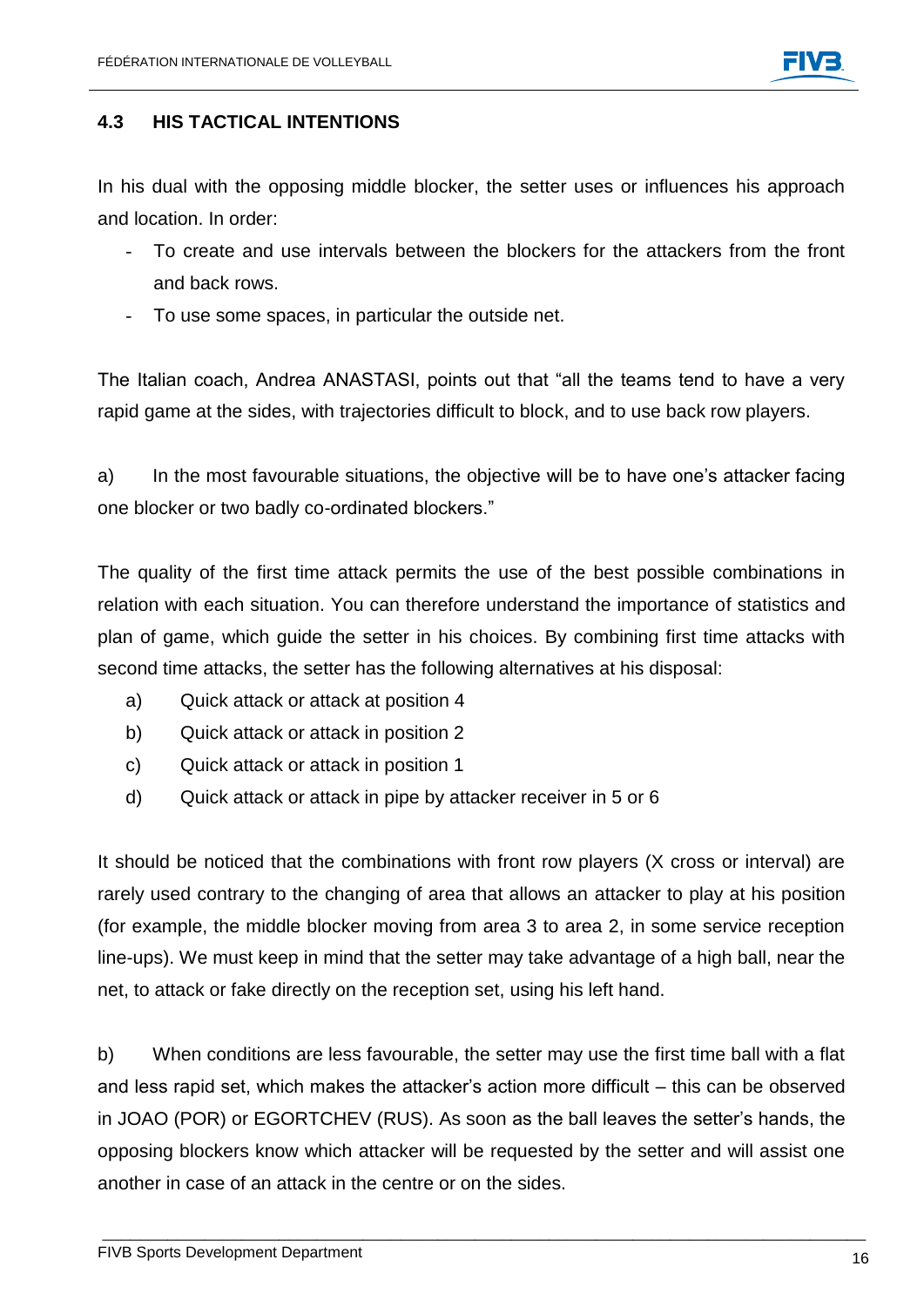### 4.3 HIS TACTICAL INTENTIONS

In his dual with the opposing middle blocker, the setter uses or influences his approach and location. In order:

- To create and use intervals between the blockers for the attackers from the front and back rows.
- To use some spaces, in particular the outside net.

The Italian coach, Andrea ANASTASI, points out that "all the teams tend to have a very rapid game at the sides, with trajectories difficult to block, and to use back row players.

a) In the most favourable situations, the objective will be to have one's attacker facing one blocker or two badly co-ordinated blockers."

The quality of the first time attack permits the use of the best possible combinations in relation with each situation. You can therefore understand the importance of statistics and plan of game, which guide the setter in his choices. By combining first time attacks with second time attacks, the setter has the following alternatives at his disposal:

a) Quick attack or attack at position 4
b) Quick attack or attack in position 2
c) Quick attack or attack in position 1
d) Quick attack or attack in pipe by attacker receiver in 5 or 6

It should be noticed that the combinations with front row players (X cross or interval) are rarely used contrary to the changing of area that allows an attacker to play at his position (for example, the middle blocker moving from area 3 to area 2, in some service reception line-ups). We must keep in mind that the setter may take advantage of a high ball, near the net, to attack or fake directly on the reception set, using his left hand.

b) When conditions are less favourable, the setter may use the first time ball with a flat and less rapid set, which makes the attacker's action more difficult – this can be observed in JOAO (POR) or EGORTCHEV (RUS). As soon as the ball leaves the setter's hands, the opposing blockers know which attacker will be requested by the setter and will assist one another in case of an attack in the centre or on the sides.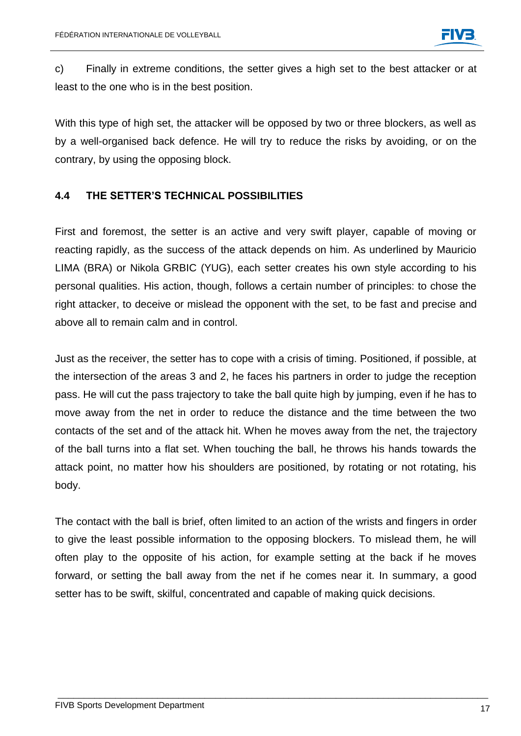c) Finally in extreme conditions, the setter gives a high set to the best attacker or at least to the one who is in the best position.

With this type of high set, the attacker will be opposed by two or three blockers, as well as by a well-organised back defence. He will try to reduce the risks by avoiding, or on the contrary, by using the opposing block.

### 4.4 THE SETTER'S TECHNICAL POSSIBILITIES

First and foremost, the setter is an active and very swift player, capable of moving or reacting rapidly, as the success of the attack depends on him. As underlined by Mauricio LIMA (BRA) or Nikola GRBIC (YUG), each setter creates his own style according to his personal qualities. His action, though, follows a certain number of principles: to chose the right attacker, to deceive or mislead the opponent with the set, to be fast and precise and above all to remain calm and in control.

Just as the receiver, the setter has to cope with a crisis of timing. Positioned, if possible, at the intersection of the areas 3 and 2, he faces his partners in order to judge the reception pass. He will cut the pass trajectory to take the ball quite high by jumping, even if he has to move away from the net in order to reduce the distance and the time between the two contacts of the set and of the attack hit. When he moves away from the net, the trajectory of the ball turns into a flat set. When touching the ball, he throws his hands towards the attack point, no matter how his shoulders are positioned, by rotating or not rotating, his body.

The contact with the ball is brief, often limited to an action of the wrists and fingers in order to give the least possible information to the opposing blockers. To mislead them, he will often play to the opposite of his action, for example setting at the back if he moves forward, or setting the ball away from the net if he comes near it. In summary, a good setter has to be swift, skilful, concentrated and capable of making quick decisions.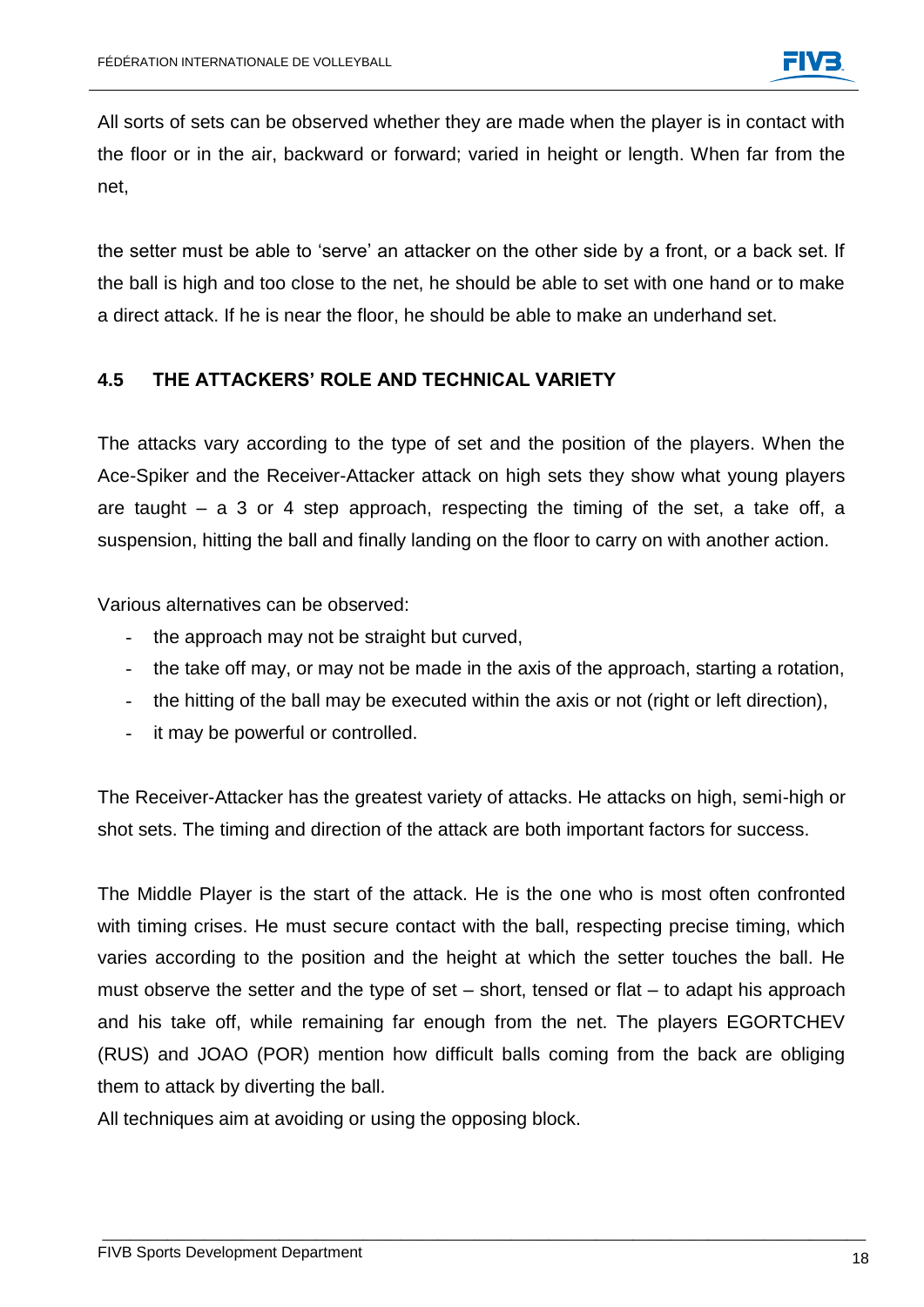All sorts of sets can be observed whether they are made when the player is in contact with the floor or in the air, backward or forward; varied in height or length. When far from the net,

the setter must be able to 'serve' an attacker on the other side by a front, or a back set. If the ball is high and too close to the net, he should be able to set with one hand or to make a direct attack. If he is near the floor, he should be able to make an underhand set.

## 4.5 THE ATTACKERS' ROLE AND TECHNICAL VARIETY

The attacks vary according to the type of set and the position of the players. When the Ace-Spiker and the Receiver-Attacker attack on high sets they show what young players are taught – a 3 or 4 step approach, respecting the timing of the set, a take off, a suspension, hitting the ball and finally landing on the floor to carry on with another action.

Various alternatives can be observed:

- the approach may not be straight but curved,
- the take off may, or may not be made in the axis of the approach, starting a rotation,
- the hitting of the ball may be executed within the axis or not (right or left direction),
- it may be powerful or controlled.

The Receiver-Attacker has the greatest variety of attacks. He attacks on high, semi-high or shot sets. The timing and direction of the attack are both important factors for success.

The Middle Player is the start of the attack. He is the one who is most often confronted with timing crises. He must secure contact with the ball, respecting precise timing, which varies according to the position and the height at which the setter touches the ball. He must observe the setter and the type of set – short, tensed or flat – to adapt his approach and his take off, while remaining far enough from the net. The players EGORTCHEV (RUS) and JOAO (POR) mention how difficult balls coming from the back are obliging them to attack by diverting the ball.
All techniques aim at avoiding or using the opposing block.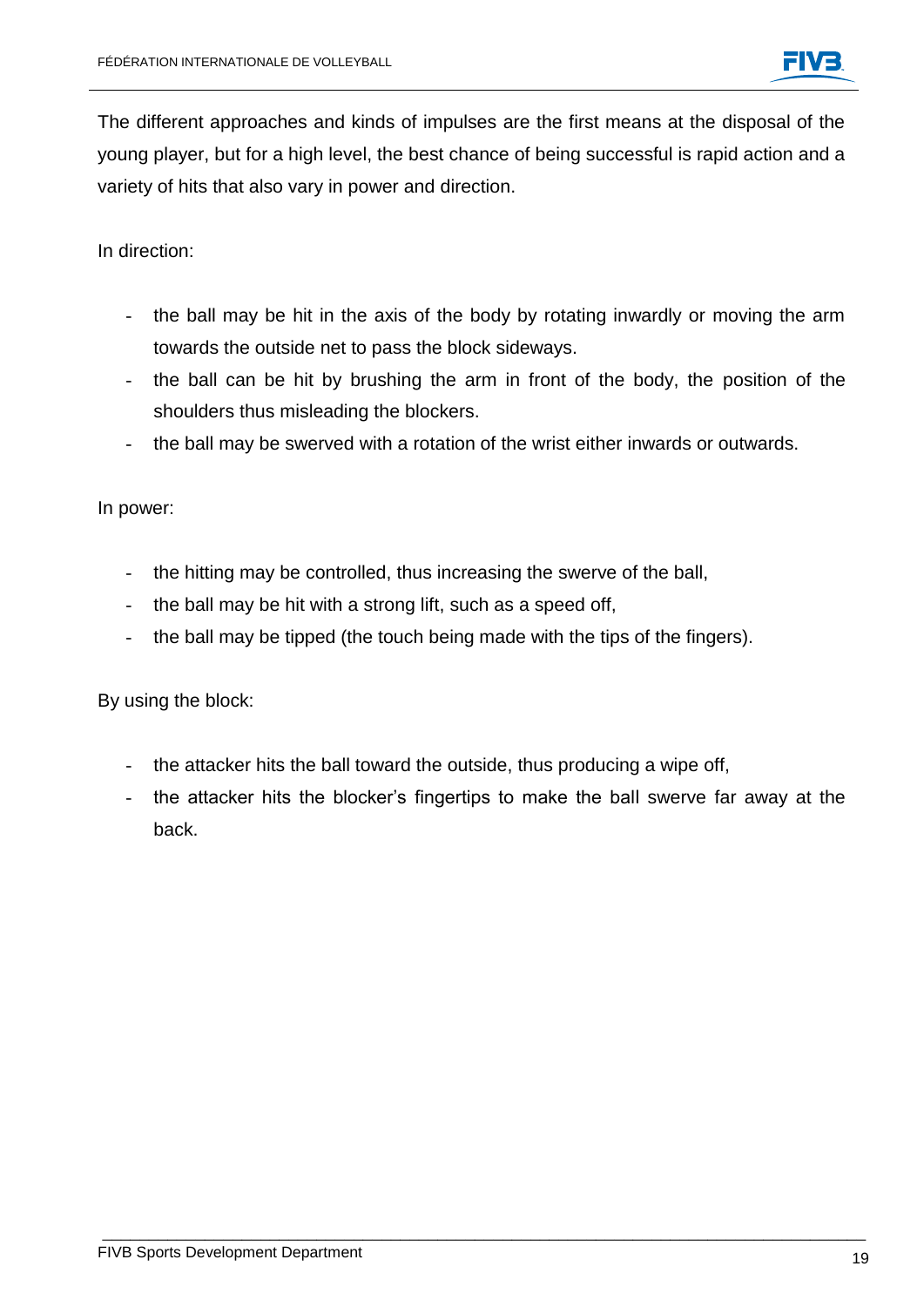The different approaches and kinds of impulses are the first means at the disposal of the young player, but for a high level, the best chance of being successful is rapid action and a variety of hits that also vary in power and direction.

In direction:

- the ball may be hit in the axis of the body by rotating inwardly or moving the arm towards the outside net to pass the block sideways.
- the ball can be hit by brushing the arm in front of the body, the position of the shoulders thus misleading the blockers.
- the ball may be swerved with a rotation of the wrist either inwards or outwards.

In power:

- the hitting may be controlled, thus increasing the swerve of the ball,
- the ball may be hit with a strong lift, such as a speed off,
- the ball may be tipped (the touch being made with the tips of the fingers).

By using the block:

- the attacker hits the ball toward the outside, thus producing a wipe off,
- the attacker hits the blocker's fingertips to make the ball swerve far away at the back.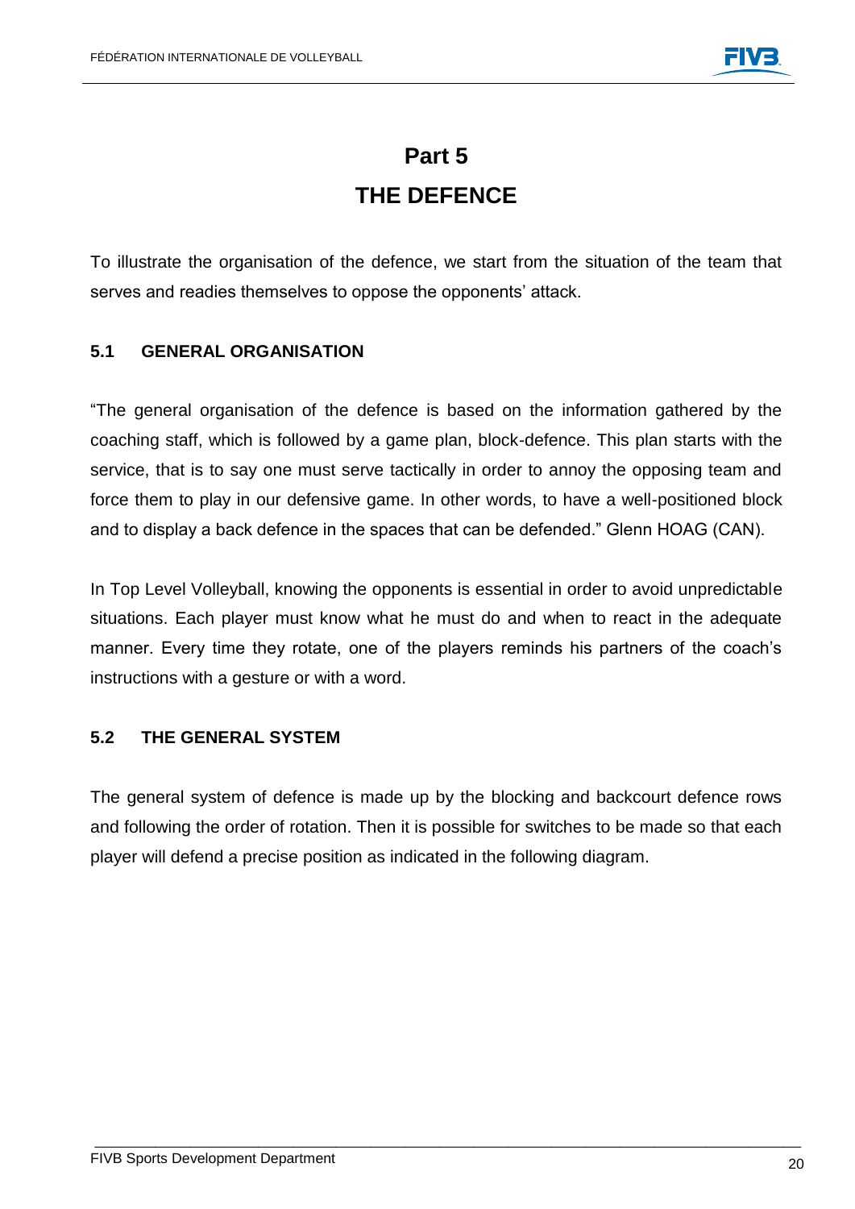# Part 5
# THE DEFENCE

To illustrate the organisation of the defence, we start from the situation of the team that serves and readies themselves to oppose the opponents' attack.

## 5.1 GENERAL ORGANISATION

"The general organisation of the defence is based on the information gathered by the coaching staff, which is followed by a game plan, block-defence. This plan starts with the service, that is to say one must serve tactically in order to annoy the opposing team and force them to play in our defensive game. In other words, to have a well-positioned block and to display a back defence in the spaces that can be defended." Glenn HOAG (CAN).

In Top Level Volleyball, knowing the opponents is essential in order to avoid unpredictable situations. Each player must know what he must do and when to react in the adequate manner. Every time they rotate, one of the players reminds his partners of the coach's instructions with a gesture or with a word.

## 5.2 THE GENERAL SYSTEM

The general system of defence is made up by the blocking and backcourt defence rows and following the order of rotation. Then it is possible for switches to be made so that each player will defend a precise position as indicated in the following diagram.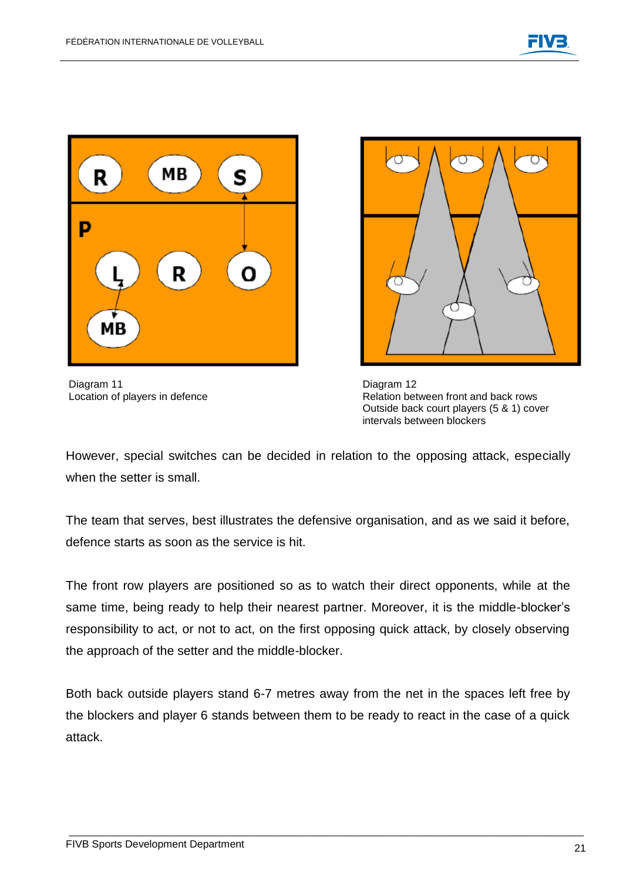Diagram 11
Location of players in defence

Diagram 12
Relation between front and back rows
Outside back court players (5 & 1) cover intervals between blockers

However, special switches can be decided in relation to the opposing attack, especially when the setter is small.

The team that serves, best illustrates the defensive organisation, and as we said it before, defence starts as soon as the service is hit.

The front row players are positioned so as to watch their direct opponents, while at the same time, being ready to help their nearest partner. Moreover, it is the middle-blocker's responsibility to act, or not to act, on the first opposing quick attack, by closely observing the approach of the setter and the middle-blocker.

Both back outside players stand 6-7 metres away from the net in the spaces left free by the blockers and player 6 stands between them to be ready to react in the case of a quick attack.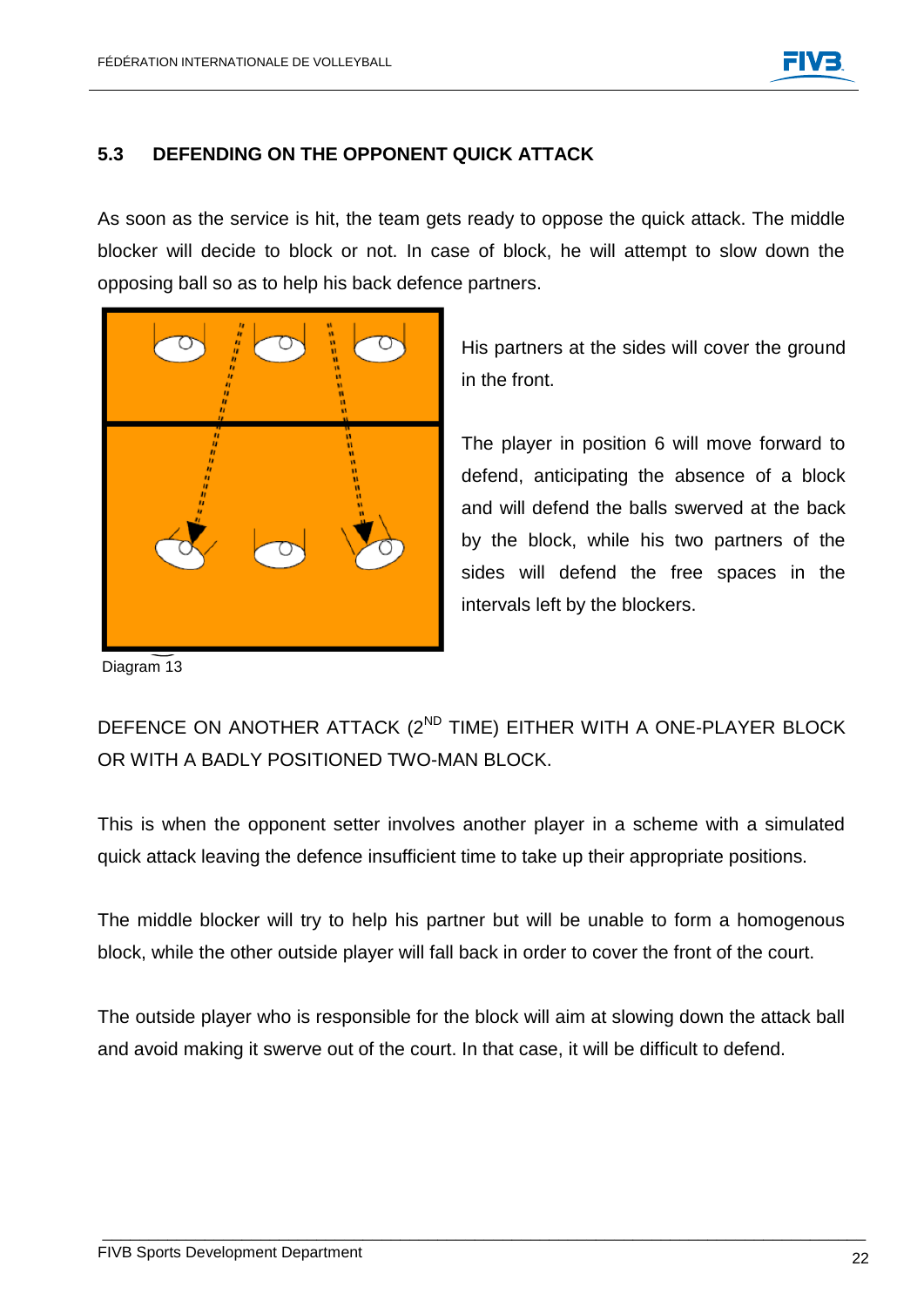## 5.3 DEFENDING ON THE OPPONENT QUICK ATTACK

As soon as the service is hit, the team gets ready to oppose the quick attack. The middle blocker will decide to block or not. In case of block, he will attempt to slow down the opposing ball so as to help his back defence partners.

His partners at the sides will cover the ground in the front.

The player in position 6 will move forward to defend, anticipating the absence of a block and will defend the balls swerved at the back by the block, while his two partners of the sides will defend the free spaces in the intervals left by the blockers.

Diagram 13

DEFENCE ON ANOTHER ATTACK (2ND TIME) EITHER WITH A ONE-PLAYER BLOCK OR WITH A BADLY POSITIONED TWO-MAN BLOCK.

This is when the opponent setter involves another player in a scheme with a simulated quick attack leaving the defence insufficient time to take up their appropriate positions.

The middle blocker will try to help his partner but will be unable to form a homogenous block, while the other outside player will fall back in order to cover the front of the court.

The outside player who is responsible for the block will aim at slowing down the attack ball and avoid making it swerve out of the court. In that case, it will be difficult to defend.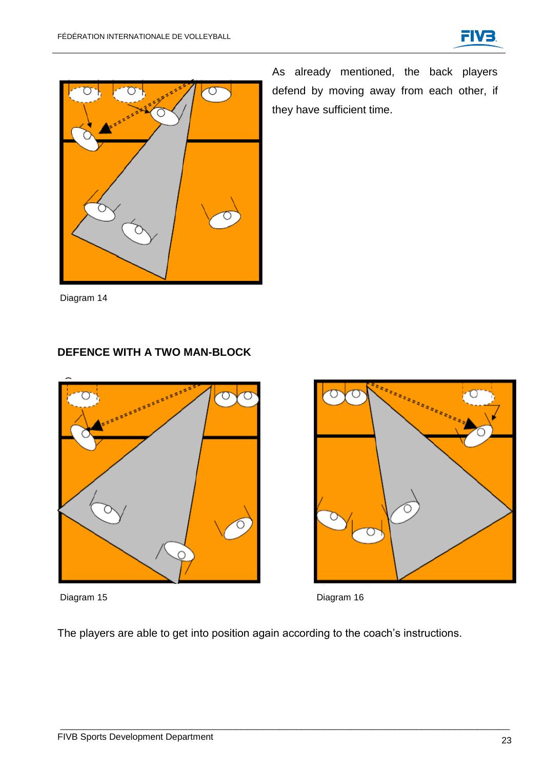As already mentioned, the back players defend by moving away from each other, if they have sufficient time.

Diagram 14

## DEFENCE WITH A TWO MAN-BLOCK

Diagram 15

Diagram 16

The players are able to get into position again according to the coach's instructions.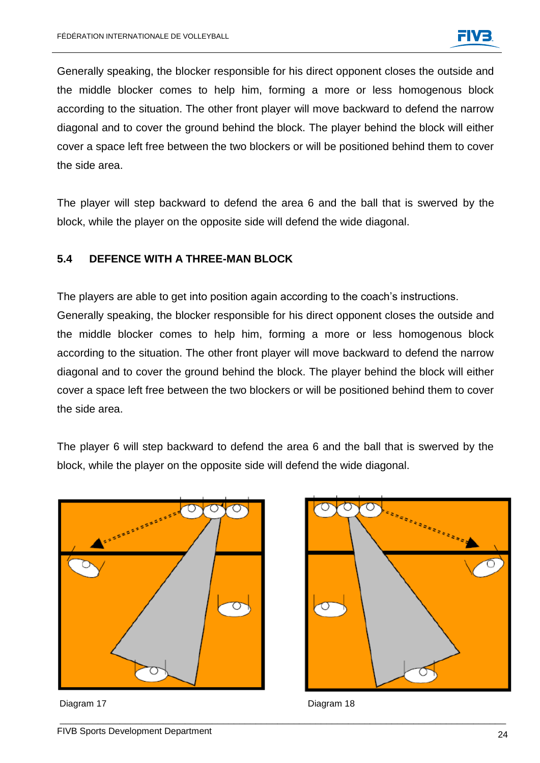Generally speaking, the blocker responsible for his direct opponent closes the outside and the middle blocker comes to help him, forming a more or less homogenous block according to the situation. The other front player will move backward to defend the narrow diagonal and to cover the ground behind the block. The player behind the block will either cover a space left free between the two blockers or will be positioned behind them to cover the side area.

The player will step backward to defend the area 6 and the ball that is swerved by the block, while the player on the opposite side will defend the wide diagonal.

## 5.4 DEFENCE WITH A THREE-MAN BLOCK

The players are able to get into position again according to the coach's instructions.
Generally speaking, the blocker responsible for his direct opponent closes the outside and the middle blocker comes to help him, forming a more or less homogenous block according to the situation. The other front player will move backward to defend the narrow diagonal and to cover the ground behind the block. The player behind the block will either cover a space left free between the two blockers or will be positioned behind them to cover the side area.

The player 6 will step backward to defend the area 6 and the ball that is swerved by the block, while the player on the opposite side will defend the wide diagonal.

Diagram 17

Diagram 18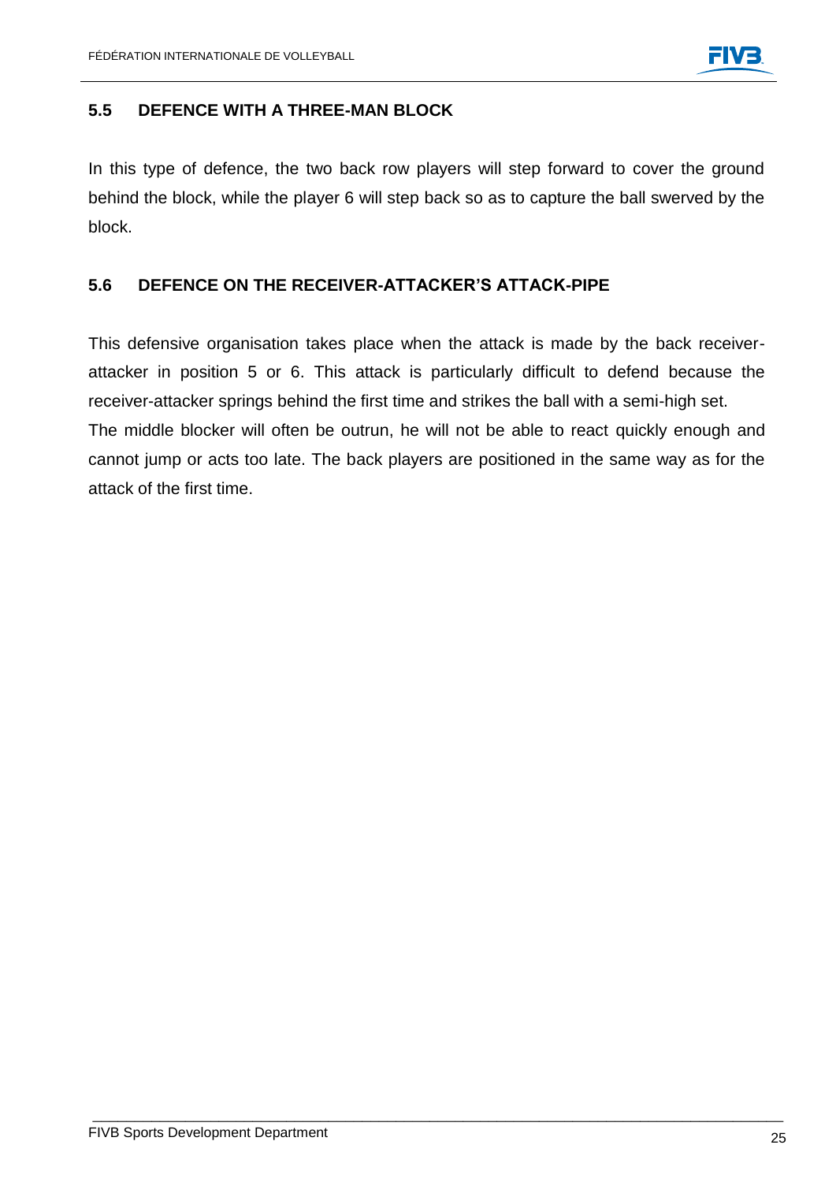## 5.5 DEFENCE WITH A THREE-MAN BLOCK

In this type of defence, the two back row players will step forward to cover the ground behind the block, while the player 6 will step back so as to capture the ball swerved by the block.

## 5.6 DEFENCE ON THE RECEIVER-ATTACKER'S ATTACK-PIPE

This defensive organisation takes place when the attack is made by the back receiver-attacker in position 5 or 6. This attack is particularly difficult to defend because the receiver-attacker springs behind the first time and strikes the ball with a semi-high set.
The middle blocker will often be outrun, he will not be able to react quickly enough and cannot jump or acts too late. The back players are positioned in the same way as for the attack of the first time.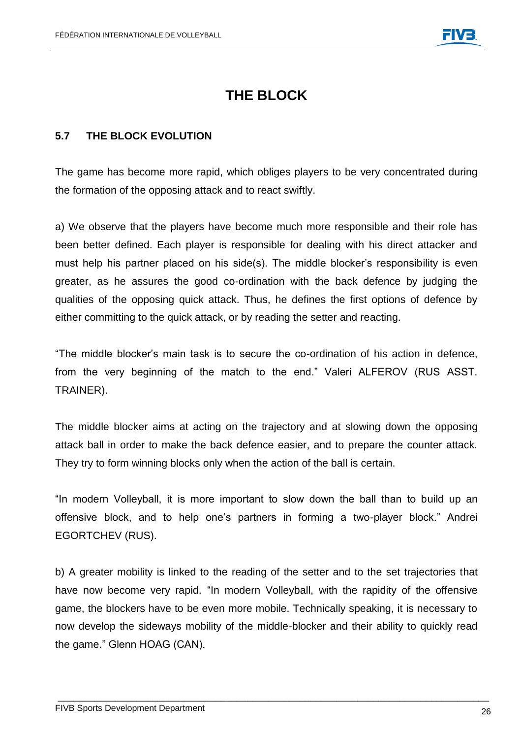# THE BLOCK

## 5.7 THE BLOCK EVOLUTION

The game has become more rapid, which obliges players to be very concentrated during the formation of the opposing attack and to react swiftly.

a) We observe that the players have become much more responsible and their role has been better defined. Each player is responsible for dealing with his direct attacker and must help his partner placed on his side(s). The middle blocker's responsibility is even greater, as he assures the good co-ordination with the back defence by judging the qualities of the opposing quick attack. Thus, he defines the first options of defence by either committing to the quick attack, or by reading the setter and reacting.

"The middle blocker's main task is to secure the co-ordination of his action in defence, from the very beginning of the match to the end." Valeri ALFEROV (RUS ASST. TRAINER).

The middle blocker aims at acting on the trajectory and at slowing down the opposing attack ball in order to make the back defence easier, and to prepare the counter attack. They try to form winning blocks only when the action of the ball is certain.

"In modern Volleyball, it is more important to slow down the ball than to build up an offensive block, and to help one's partners in forming a two-player block." Andrei EGORTCHEV (RUS).

b) A greater mobility is linked to the reading of the setter and to the set trajectories that have now become very rapid. "In modern Volleyball, with the rapidity of the offensive game, the blockers have to be even more mobile. Technically speaking, it is necessary to now develop the sideways mobility of the middle-blocker and their ability to quickly read the game." Glenn HOAG (CAN).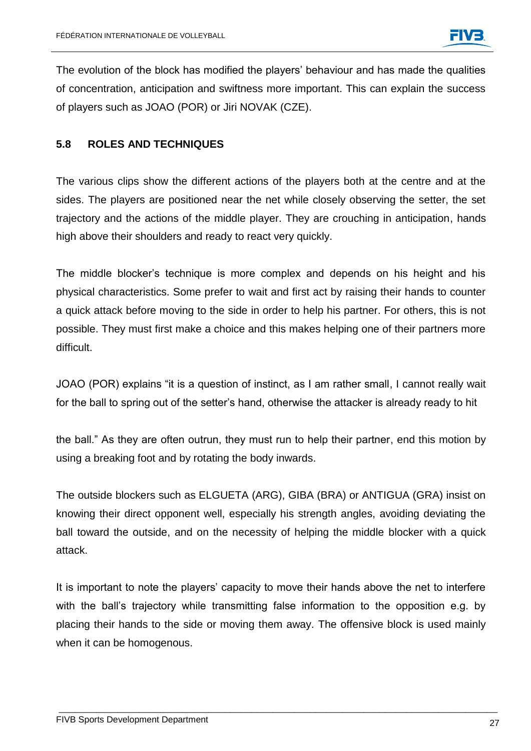The evolution of the block has modified the players' behaviour and has made the qualities of concentration, anticipation and swiftness more important. This can explain the success of players such as JOAO (POR) or Jiri NOVAK (CZE).

## 5.8 ROLES AND TECHNIQUES

The various clips show the different actions of the players both at the centre and at the sides. The players are positioned near the net while closely observing the setter, the set trajectory and the actions of the middle player. They are crouching in anticipation, hands high above their shoulders and ready to react very quickly.

The middle blocker's technique is more complex and depends on his height and his physical characteristics. Some prefer to wait and first act by raising their hands to counter a quick attack before moving to the side in order to help his partner. For others, this is not possible. They must first make a choice and this makes helping one of their partners more difficult.

JOAO (POR) explains "it is a question of instinct, as I am rather small, I cannot really wait for the ball to spring out of the setter's hand, otherwise the attacker is already ready to hit the ball." As they are often outrun, they must run to help their partner, end this motion by using a breaking foot and by rotating the body inwards.

The outside blockers such as ELGUETA (ARG), GIBA (BRA) or ANTIGUA (GRA) insist on knowing their direct opponent well, especially his strength angles, avoiding deviating the ball toward the outside, and on the necessity of helping the middle blocker with a quick attack.

It is important to note the players' capacity to move their hands above the net to interfere with the ball's trajectory while transmitting false information to the opposition e.g. by placing their hands to the side or moving them away. The offensive block is used mainly when it can be homogenous.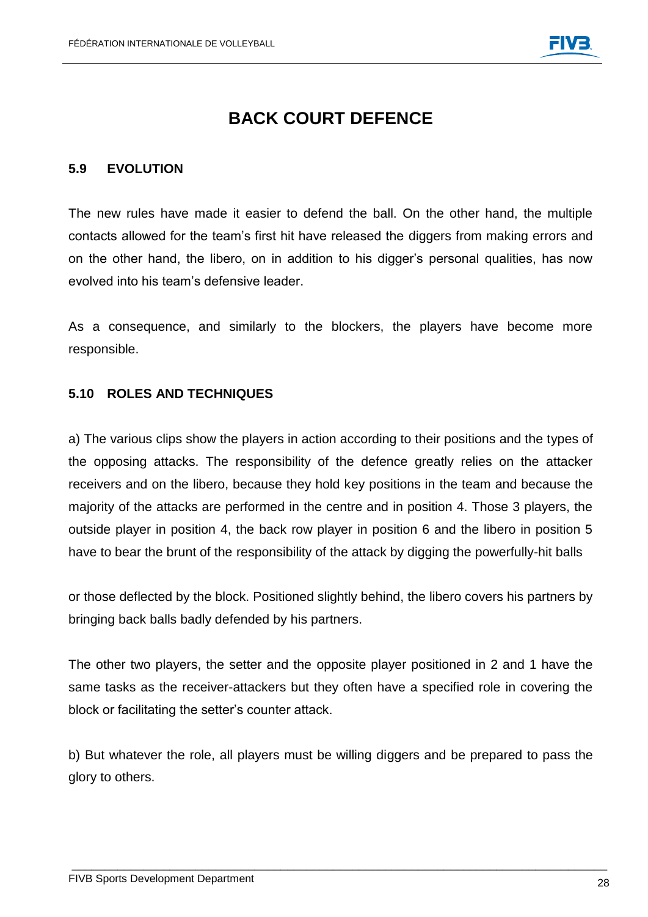# BACK COURT DEFENCE

## 5.9 EVOLUTION

The new rules have made it easier to defend the ball. On the other hand, the multiple contacts allowed for the team's first hit have released the diggers from making errors and on the other hand, the libero, on in addition to his digger's personal qualities, has now evolved into his team's defensive leader.

As a consequence, and similarly to the blockers, the players have become more responsible.

## 5.10 ROLES AND TECHNIQUES

a) The various clips show the players in action according to their positions and the types of the opposing attacks. The responsibility of the defence greatly relies on the attacker receivers and on the libero, because they hold key positions in the team and because the majority of the attacks are performed in the centre and in position 4. Those 3 players, the outside player in position 4, the back row player in position 6 and the libero in position 5 have to bear the brunt of the responsibility of the attack by digging the powerfully-hit balls

or those deflected by the block. Positioned slightly behind, the libero covers his partners by bringing back balls badly defended by his partners.

The other two players, the setter and the opposite player positioned in 2 and 1 have the same tasks as the receiver-attackers but they often have a specified role in covering the block or facilitating the setter's counter attack.

b) But whatever the role, all players must be willing diggers and be prepared to pass the glory to others.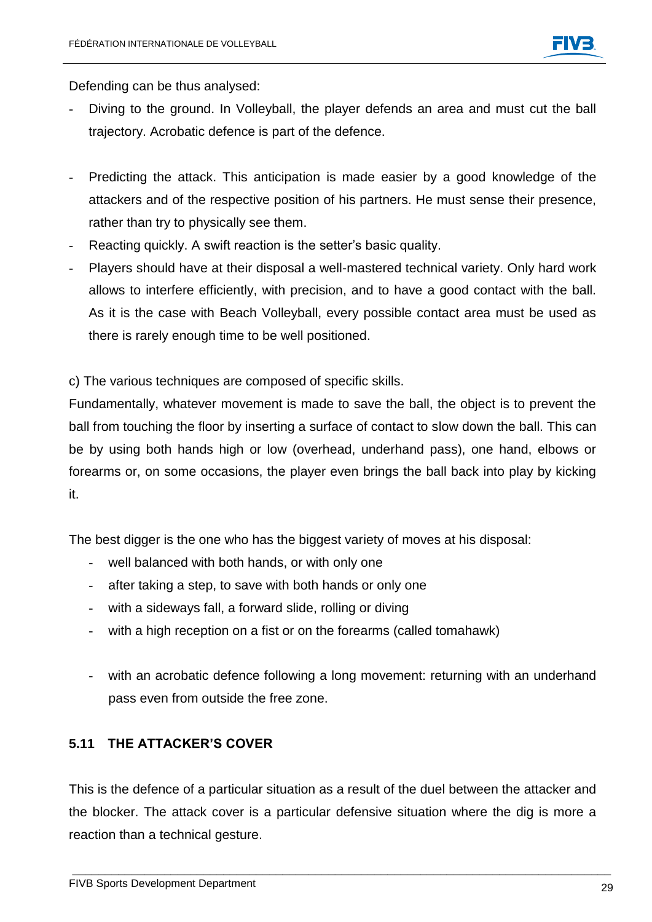Defending can be thus analysed:

- Diving to the ground. In Volleyball, the player defends an area and must cut the ball trajectory. Acrobatic defence is part of the defence.

- Predicting the attack. This anticipation is made easier by a good knowledge of the attackers and of the respective position of his partners. He must sense their presence, rather than try to physically see them.
- Reacting quickly. A swift reaction is the setter's basic quality.
- Players should have at their disposal a well-mastered technical variety. Only hard work allows to interfere efficiently, with precision, and to have a good contact with the ball. As it is the case with Beach Volleyball, every possible contact area must be used as there is rarely enough time to be well positioned.

c) The various techniques are composed of specific skills.

Fundamentally, whatever movement is made to save the ball, the object is to prevent the ball from touching the floor by inserting a surface of contact to slow down the ball. This can be by using both hands high or low (overhead, underhand pass), one hand, elbows or forearms or, on some occasions, the player even brings the ball back into play by kicking it.

The best digger is the one who has the biggest variety of moves at his disposal:

- well balanced with both hands, or with only one
- after taking a step, to save with both hands or only one
- with a sideways fall, a forward slide, rolling or diving
- with a high reception on a fist or on the forearms (called tomahawk)

- with an acrobatic defence following a long movement: returning with an underhand pass even from outside the free zone.

### 5.11 THE ATTACKER'S COVER

This is the defence of a particular situation as a result of the duel between the attacker and the blocker. The attack cover is a particular defensive situation where the dig is more a reaction than a technical gesture.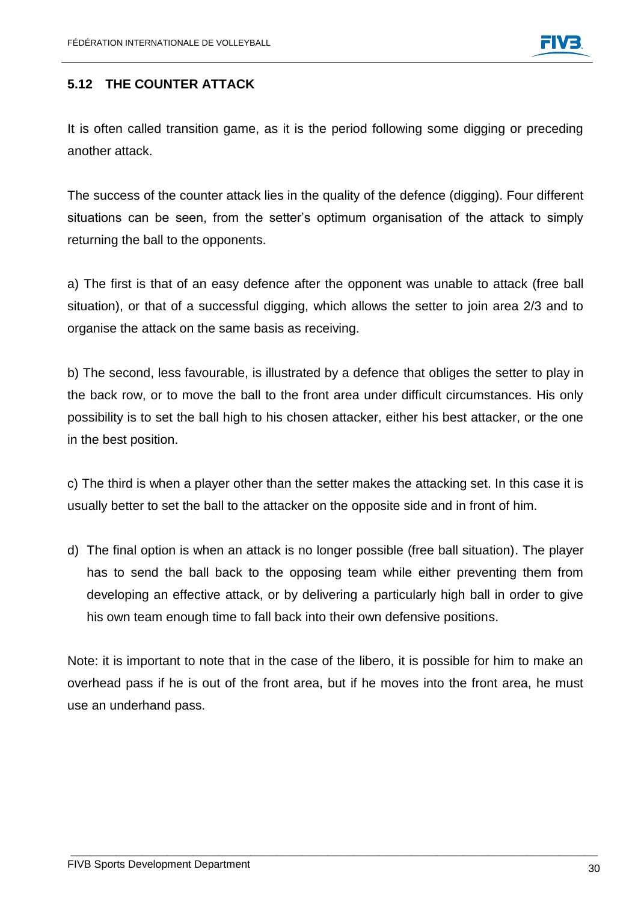## 5.12 THE COUNTER ATTACK

It is often called transition game, as it is the period following some digging or preceding another attack.

The success of the counter attack lies in the quality of the defence (digging). Four different situations can be seen, from the setter's optimum organisation of the attack to simply returning the ball to the opponents.

a) The first is that of an easy defence after the opponent was unable to attack (free ball situation), or that of a successful digging, which allows the setter to join area 2/3 and to organise the attack on the same basis as receiving.

b) The second, less favourable, is illustrated by a defence that obliges the setter to play in the back row, or to move the ball to the front area under difficult circumstances. His only possibility is to set the ball high to his chosen attacker, either his best attacker, or the one in the best position.

c) The third is when a player other than the setter makes the attacking set. In this case it is usually better to set the ball to the attacker on the opposite side and in front of him.

d) The final option is when an attack is no longer possible (free ball situation). The player has to send the ball back to the opposing team while either preventing them from developing an effective attack, or by delivering a particularly high ball in order to give his own team enough time to fall back into their own defensive positions.

Note: it is important to note that in the case of the libero, it is possible for him to make an overhead pass if he is out of the front area, but if he moves into the front area, he must use an underhand pass.